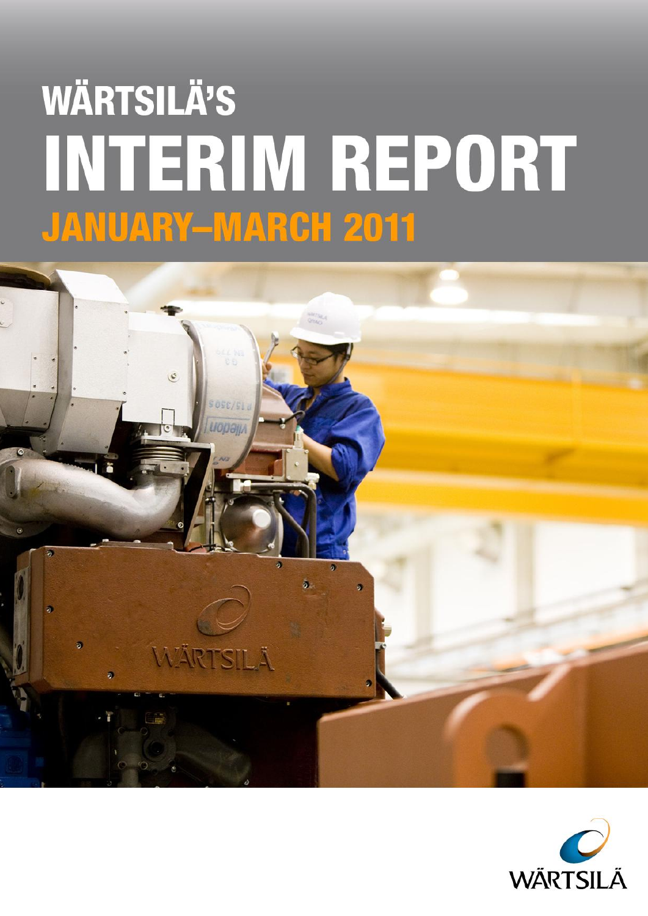# WÄRTSILÄ'S INTERIM REPORT

## JANUARY–MARCH 2011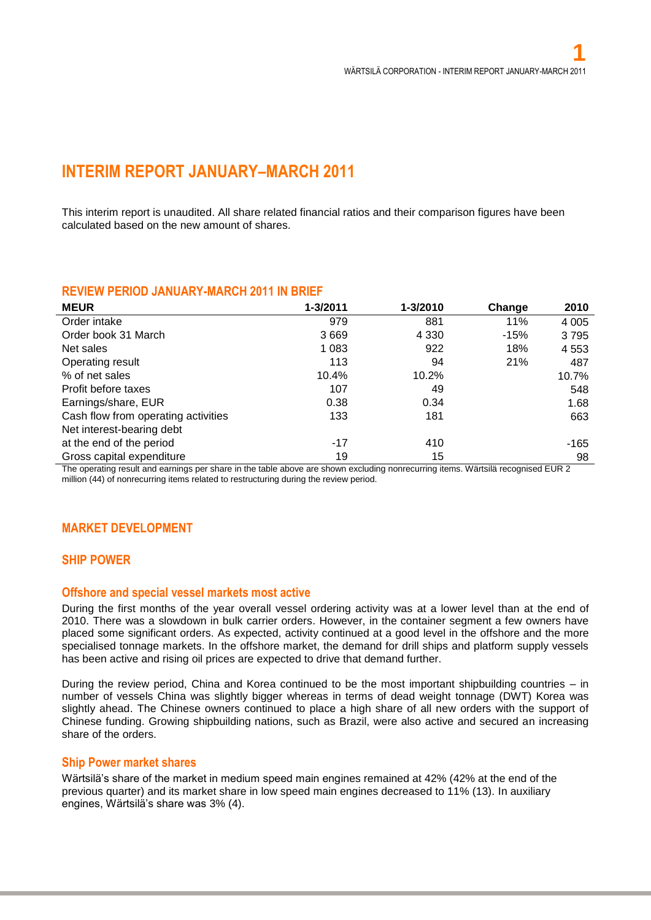# INTERIM REPORT JANUARY–MARCH 2011

This interim report is unaudited. All share related financial ratios and their comparison figures have been calculated based on the new amount of shares.

## REVIEW PERIOD JANUARY-MARCH 2011 IN BRIEF

| MEUR | 1-3/2011 | 1-3/2010 | Change | 2010 |
|---|---|---|---|---|
| Order intake | 979 | 881 | 11% | 4 005 |
| Order book 31 March | 3 669 | 4 330 | -15% | 3 795 |
| Net sales | 1 083 | 922 | 18% | 4 553 |
| Operating result | 113 | 94 | 21% | 487 |
| % of net sales | 10.4% | 10.2% | | 10.7% |
| Profit before taxes | 107 | 49 | | 548 |
| Earnings/share, EUR | 0.38 | 0.34 | | 1.68 |
| Cash flow from operating activities | 133 | 181 | | 663 |
| Net interest-bearing debt at the end of the period | -17 | 410 | | -165 |
| Gross capital expenditure | 19 | 15 | | 98 |

The operating result and earnings per share in the table above are shown excluding nonrecurring items. Wärtsilä recognised EUR 2 million (44) of nonrecurring items related to restructuring during the review period.

## MARKET DEVELOPMENT

## SHIP POWER

### Offshore and special vessel markets most active

During the first months of the year overall vessel ordering activity was at a lower level than at the end of 2010. There was a slowdown in bulk carrier orders. However, in the container segment a few owners have placed some significant orders. As expected, activity continued at a good level in the offshore and the more specialised tonnage markets. In the offshore market, the demand for drill ships and platform supply vessels has been active and rising oil prices are expected to drive that demand further.

During the review period, China and Korea continued to be the most important shipbuilding countries – in number of vessels China was slightly bigger whereas in terms of dead weight tonnage (DWT) Korea was slightly ahead. The Chinese owners continued to place a high share of all new orders with the support of Chinese funding. Growing shipbuilding nations, such as Brazil, were also active and secured an increasing share of the orders.

### Ship Power market shares

Wärtsilä's share of the market in medium speed main engines remained at 42% (42% at the end of the previous quarter) and its market share in low speed main engines decreased to 11% (13). In auxiliary engines, Wärtsilä's share was 3% (4).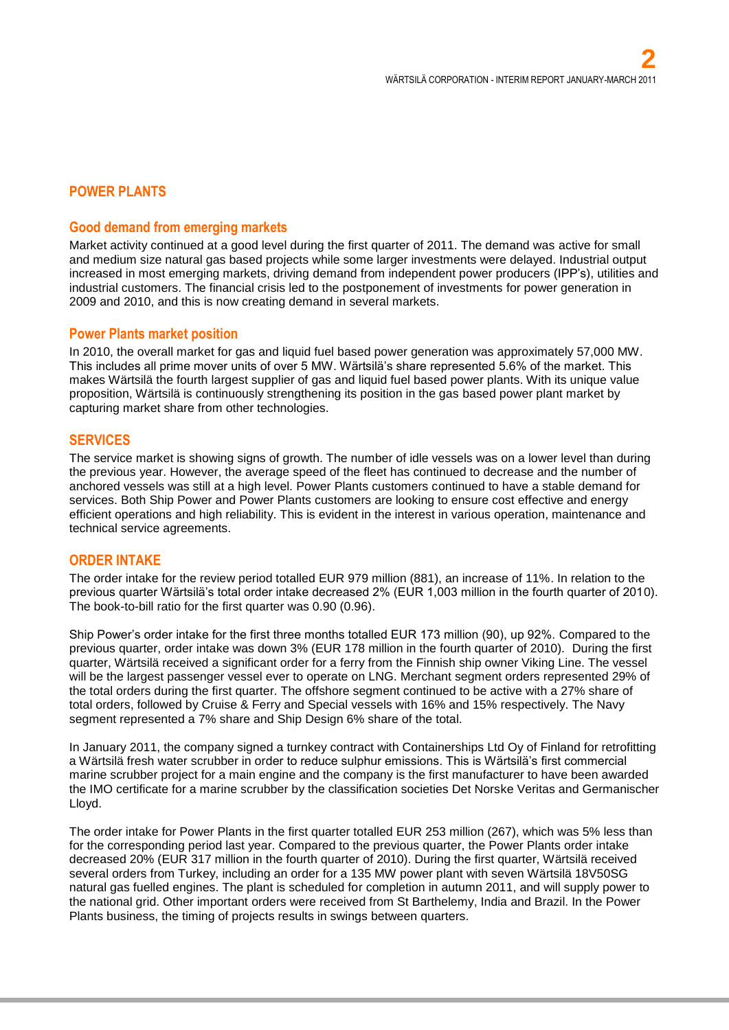## POWER PLANTS

### Good demand from emerging markets

Market activity continued at a good level during the first quarter of 2011. The demand was active for small and medium size natural gas based projects while some larger investments were delayed. Industrial output increased in most emerging markets, driving demand from independent power producers (IPP's), utilities and industrial customers. The financial crisis led to the postponement of investments for power generation in 2009 and 2010, and this is now creating demand in several markets.

### Power Plants market position

In 2010, the overall market for gas and liquid fuel based power generation was approximately 57,000 MW. This includes all prime mover units of over 5 MW. Wärtsilä's share represented 5.6% of the market. This makes Wärtsilä the fourth largest supplier of gas and liquid fuel based power plants. With its unique value proposition, Wärtsilä is continuously strengthening its position in the gas based power plant market by capturing market share from other technologies.

## SERVICES

The service market is showing signs of growth. The number of idle vessels was on a lower level than during the previous year. However, the average speed of the fleet has continued to decrease and the number of anchored vessels was still at a high level. Power Plants customers continued to have a stable demand for services. Both Ship Power and Power Plants customers are looking to ensure cost effective and energy efficient operations and high reliability. This is evident in the interest in various operation, maintenance and technical service agreements.

## ORDER INTAKE

The order intake for the review period totalled EUR 979 million (881), an increase of 11%. In relation to the previous quarter Wärtsilä's total order intake decreased 2% (EUR 1,003 million in the fourth quarter of 2010). The book-to-bill ratio for the first quarter was 0.90 (0.96).

Ship Power's order intake for the first three months totalled EUR 173 million (90), up 92%. Compared to the previous quarter, order intake was down 3% (EUR 178 million in the fourth quarter of 2010). During the first quarter, Wärtsilä received a significant order for a ferry from the Finnish ship owner Viking Line. The vessel will be the largest passenger vessel ever to operate on LNG. Merchant segment orders represented 29% of the total orders during the first quarter. The offshore segment continued to be active with a 27% share of total orders, followed by Cruise & Ferry and Special vessels with 16% and 15% respectively. The Navy segment represented a 7% share and Ship Design 6% share of the total.

In January 2011, the company signed a turnkey contract with Containerships Ltd Oy of Finland for retrofitting a Wärtsilä fresh water scrubber in order to reduce sulphur emissions. This is Wärtsilä's first commercial marine scrubber project for a main engine and the company is the first manufacturer to have been awarded the IMO certificate for a marine scrubber by the classification societies Det Norske Veritas and Germanischer Lloyd.

The order intake for Power Plants in the first quarter totalled EUR 253 million (267), which was 5% less than for the corresponding period last year. Compared to the previous quarter, the Power Plants order intake decreased 20% (EUR 317 million in the fourth quarter of 2010). During the first quarter, Wärtsilä received several orders from Turkey, including an order for a 135 MW power plant with seven Wärtsilä 18V50SG natural gas fuelled engines. The plant is scheduled for completion in autumn 2011, and will supply power to the national grid. Other important orders were received from St Barthelemy, India and Brazil. In the Power Plants business, the timing of projects results in swings between quarters.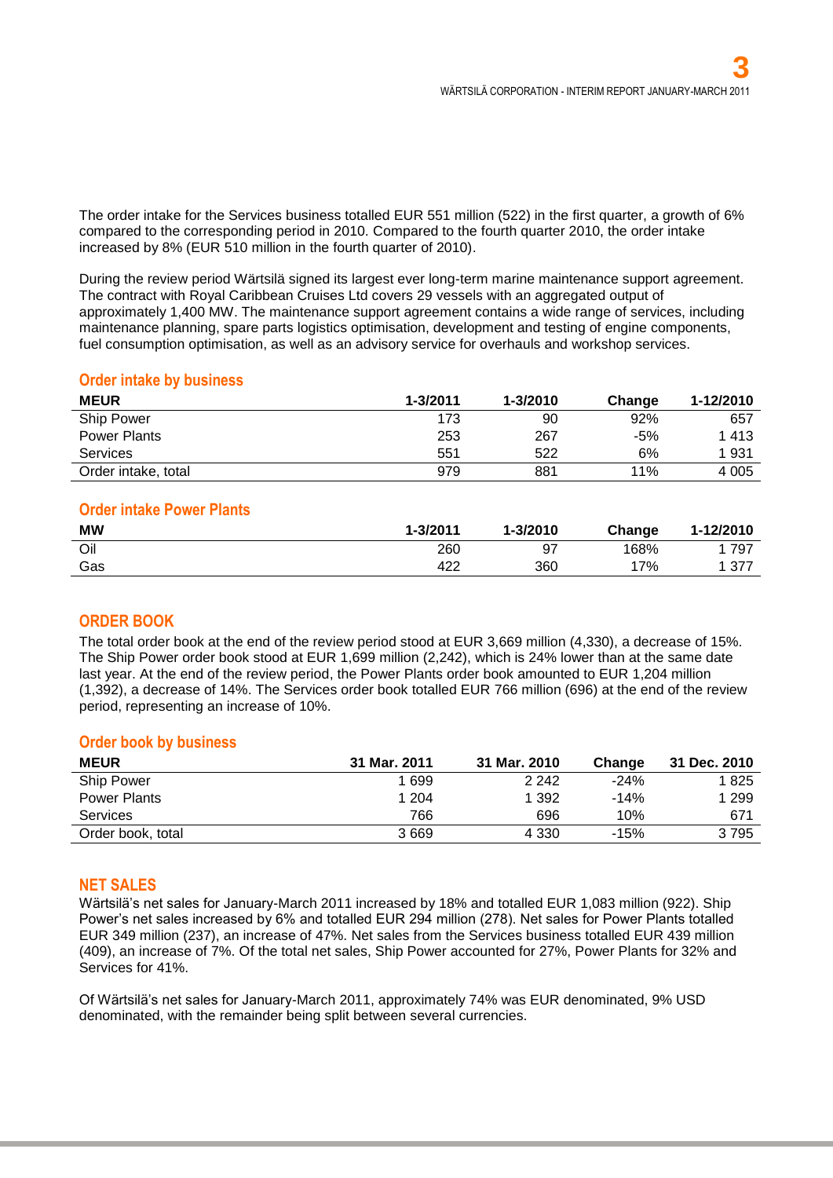The order intake for the Services business totalled EUR 551 million (522) in the first quarter, a growth of 6% compared to the corresponding period in 2010. Compared to the fourth quarter 2010, the order intake increased by 8% (EUR 510 million in the fourth quarter of 2010).

During the review period Wärtsilä signed its largest ever long-term marine maintenance support agreement. The contract with Royal Caribbean Cruises Ltd covers 29 vessels with an aggregated output of approximately 1,400 MW. The maintenance support agreement contains a wide range of services, including maintenance planning, spare parts logistics optimisation, development and testing of engine components, fuel consumption optimisation, as well as an advisory service for overhauls and workshop services.

### Order intake by business

| MEUR | 1-3/2011 | 1-3/2010 | Change | 1-12/2010 |
|---|---|---|---|---|
| Ship Power | 173 | 90 | 92% | 657 |
| Power Plants | 253 | 267 | -5% | 1 413 |
| Services | 551 | 522 | 6% | 1 931 |
| Order intake, total | 979 | 881 | 11% | 4 005 |

### Order intake Power Plants

| MW | 1-3/2011 | 1-3/2010 | Change | 1-12/2010 |
|---|---|---|---|---|
| Oil | 260 | 97 | 168% | 1 797 |
| Gas | 422 | 360 | 17% | 1 377 |

## ORDER BOOK

The total order book at the end of the review period stood at EUR 3,669 million (4,330), a decrease of 15%. The Ship Power order book stood at EUR 1,699 million (2,242), which is 24% lower than at the same date last year. At the end of the review period, the Power Plants order book amounted to EUR 1,204 million (1,392), a decrease of 14%. The Services order book totalled EUR 766 million (696) at the end of the review period, representing an increase of 10%.

### Order book by business

| MEUR | 31 Mar. 2011 | 31 Mar. 2010 | Change | 31 Dec. 2010 |
|---|---|---|---|---|
| Ship Power | 1 699 | 2 242 | -24% | 1 825 |
| Power Plants | 1 204 | 1 392 | -14% | 1 299 |
| Services | 766 | 696 | 10% | 671 |
| Order book, total | 3 669 | 4 330 | -15% | 3 795 |

## NET SALES

Wärtsilä's net sales for January-March 2011 increased by 18% and totalled EUR 1,083 million (922). Ship Power's net sales increased by 6% and totalled EUR 294 million (278). Net sales for Power Plants totalled EUR 349 million (237), an increase of 47%. Net sales from the Services business totalled EUR 439 million (409), an increase of 7%. Of the total net sales, Ship Power accounted for 27%, Power Plants for 32% and Services for 41%.

Of Wärtsilä's net sales for January-March 2011, approximately 74% was EUR denominated, 9% USD denominated, with the remainder being split between several currencies.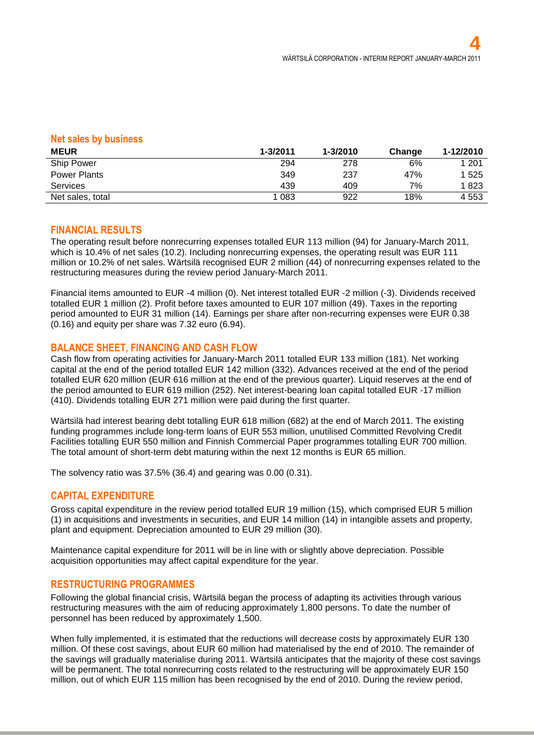### Net sales by business

| MEUR | 1-3/2011 | 1-3/2010 | Change | 1-12/2010 |
|---|---|---|---|---|
| Ship Power | 294 | 278 | 6% | 1 201 |
| Power Plants | 349 | 237 | 47% | 1 525 |
| Services | 439 | 409 | 7% | 1 823 |
| Net sales, total | 1 083 | 922 | 18% | 4 553 |

## FINANCIAL RESULTS

The operating result before nonrecurring expenses totalled EUR 113 million (94) for January-March 2011, which is 10.4% of net sales (10.2). Including nonrecurring expenses, the operating result was EUR 111 million or 10.2% of net sales. Wärtsilä recognised EUR 2 million (44) of nonrecurring expenses related to the restructuring measures during the review period January-March 2011.

Financial items amounted to EUR -4 million (0). Net interest totalled EUR -2 million (-3). Dividends received totalled EUR 1 million (2). Profit before taxes amounted to EUR 107 million (49). Taxes in the reporting period amounted to EUR 31 million (14). Earnings per share after non-recurring expenses were EUR 0.38 (0.16) and equity per share was 7.32 euro (6.94).

## BALANCE SHEET, FINANCING AND CASH FLOW

Cash flow from operating activities for January-March 2011 totalled EUR 133 million (181). Net working capital at the end of the period totalled EUR 142 million (332). Advances received at the end of the period totalled EUR 620 million (EUR 616 million at the end of the previous quarter). Liquid reserves at the end of the period amounted to EUR 619 million (252). Net interest-bearing loan capital totalled EUR -17 million (410). Dividends totalling EUR 271 million were paid during the first quarter.

Wärtsilä had interest bearing debt totalling EUR 618 million (682) at the end of March 2011. The existing funding programmes include long-term loans of EUR 553 million, unutilised Committed Revolving Credit Facilities totalling EUR 550 million and Finnish Commercial Paper programmes totalling EUR 700 million. The total amount of short-term debt maturing within the next 12 months is EUR 65 million.

The solvency ratio was 37.5% (36.4) and gearing was 0.00 (0.31).

## CAPITAL EXPENDITURE

Gross capital expenditure in the review period totalled EUR 19 million (15), which comprised EUR 5 million (1) in acquisitions and investments in securities, and EUR 14 million (14) in intangible assets and property, plant and equipment. Depreciation amounted to EUR 29 million (30).

Maintenance capital expenditure for 2011 will be in line with or slightly above depreciation. Possible acquisition opportunities may affect capital expenditure for the year.

## RESTRUCTURING PROGRAMMES

Following the global financial crisis, Wärtsilä began the process of adapting its activities through various restructuring measures with the aim of reducing approximately 1,800 persons. To date the number of personnel has been reduced by approximately 1,500.

When fully implemented, it is estimated that the reductions will decrease costs by approximately EUR 130 million. Of these cost savings, about EUR 60 million had materialised by the end of 2010. The remainder of the savings will gradually materialise during 2011. Wärtsilä anticipates that the majority of these cost savings will be permanent. The total nonrecurring costs related to the restructuring will be approximately EUR 150 million, out of which EUR 115 million has been recognised by the end of 2010. During the review period,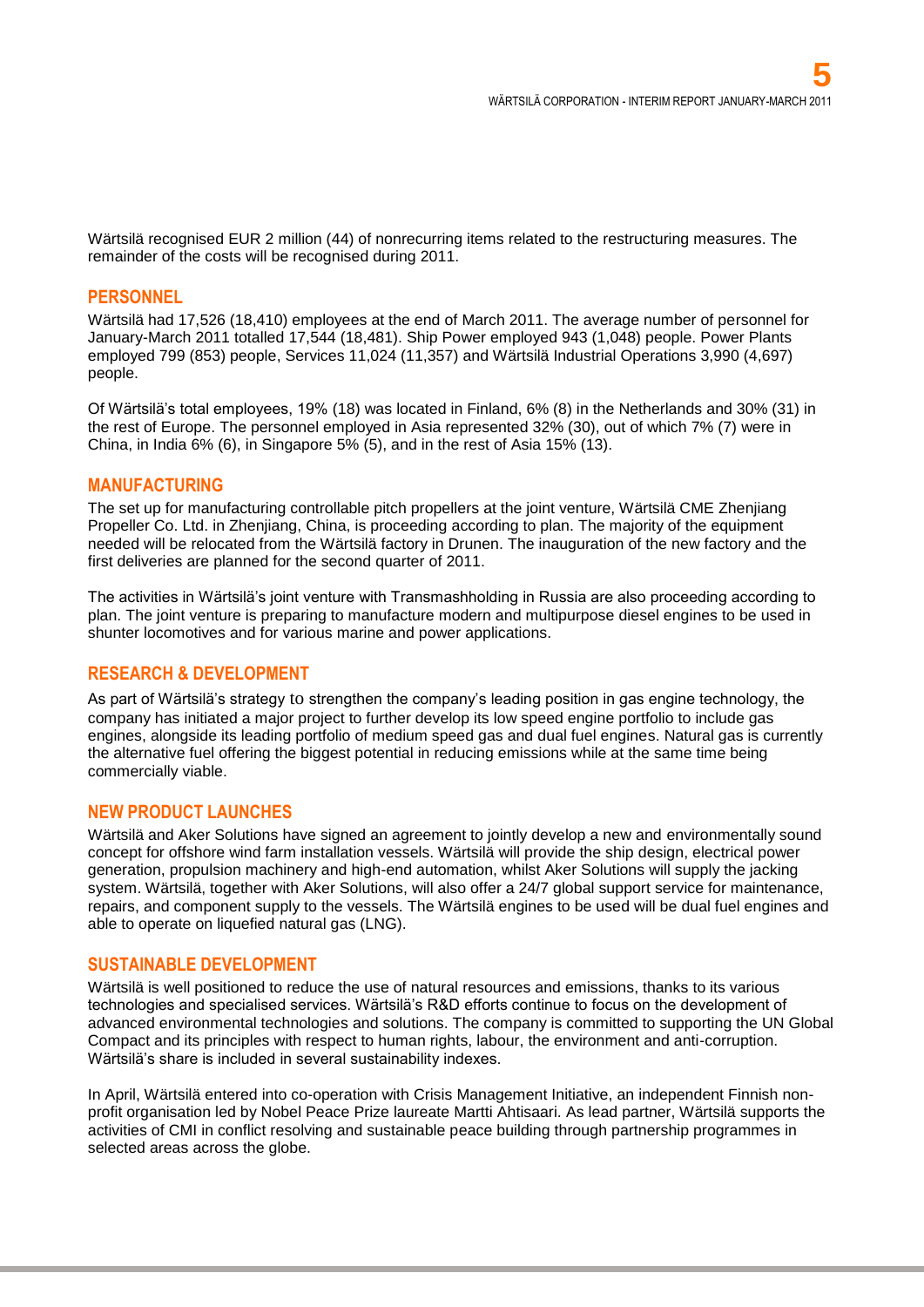Wärtsilä recognised EUR 2 million (44) of nonrecurring items related to the restructuring measures. The remainder of the costs will be recognised during 2011.

## PERSONNEL

Wärtsilä had 17,526 (18,410) employees at the end of March 2011. The average number of personnel for January-March 2011 totalled 17,544 (18,481). Ship Power employed 943 (1,048) people. Power Plants employed 799 (853) people, Services 11,024 (11,357) and Wärtsilä Industrial Operations 3,990 (4,697) people.

Of Wärtsilä's total employees, 19% (18) was located in Finland, 6% (8) in the Netherlands and 30% (31) in the rest of Europe. The personnel employed in Asia represented 32% (30), out of which 7% (7) were in China, in India 6% (6), in Singapore 5% (5), and in the rest of Asia 15% (13).

## MANUFACTURING

The set up for manufacturing controllable pitch propellers at the joint venture, Wärtsilä CME Zhenjiang Propeller Co. Ltd. in Zhenjiang, China, is proceeding according to plan. The majority of the equipment needed will be relocated from the Wärtsilä factory in Drunen. The inauguration of the new factory and the first deliveries are planned for the second quarter of 2011.

The activities in Wärtsilä's joint venture with Transmashholding in Russia are also proceeding according to plan. The joint venture is preparing to manufacture modern and multipurpose diesel engines to be used in shunter locomotives and for various marine and power applications.

## RESEARCH & DEVELOPMENT

As part of Wärtsilä's strategy to strengthen the company's leading position in gas engine technology, the company has initiated a major project to further develop its low speed engine portfolio to include gas engines, alongside its leading portfolio of medium speed gas and dual fuel engines. Natural gas is currently the alternative fuel offering the biggest potential in reducing emissions while at the same time being commercially viable.

## NEW PRODUCT LAUNCHES

Wärtsilä and Aker Solutions have signed an agreement to jointly develop a new and environmentally sound concept for offshore wind farm installation vessels. Wärtsilä will provide the ship design, electrical power generation, propulsion machinery and high-end automation, whilst Aker Solutions will supply the jacking system. Wärtsilä, together with Aker Solutions, will also offer a 24/7 global support service for maintenance, repairs, and component supply to the vessels. The Wärtsilä engines to be used will be dual fuel engines and able to operate on liquefied natural gas (LNG).

## SUSTAINABLE DEVELOPMENT

Wärtsilä is well positioned to reduce the use of natural resources and emissions, thanks to its various technologies and specialised services. Wärtsilä's R&D efforts continue to focus on the development of advanced environmental technologies and solutions. The company is committed to supporting the UN Global Compact and its principles with respect to human rights, labour, the environment and anti-corruption. Wärtsilä's share is included in several sustainability indexes.

In April, Wärtsilä entered into co-operation with Crisis Management Initiative, an independent Finnish non-profit organisation led by Nobel Peace Prize laureate Martti Ahtisaari. As lead partner, Wärtsilä supports the activities of CMI in conflict resolving and sustainable peace building through partnership programmes in selected areas across the globe.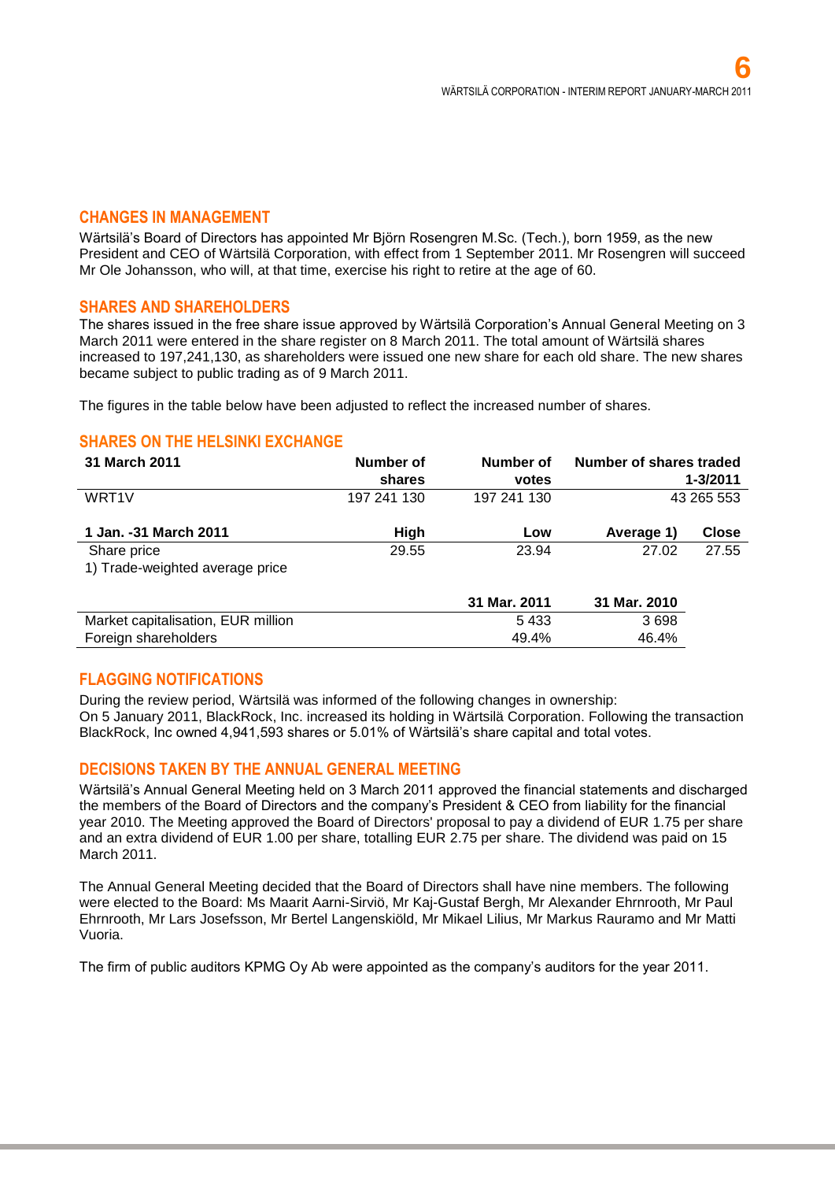## CHANGES IN MANAGEMENT

Wärtsilä's Board of Directors has appointed Mr Björn Rosengren M.Sc. (Tech.), born 1959, as the new President and CEO of Wärtsilä Corporation, with effect from 1 September 2011. Mr Rosengren will succeed Mr Ole Johansson, who will, at that time, exercise his right to retire at the age of 60.

## SHARES AND SHAREHOLDERS

The shares issued in the free share issue approved by Wärtsilä Corporation's Annual General Meeting on 3 March 2011 were entered in the share register on 8 March 2011. The total amount of Wärtsilä shares increased to 197,241,130, as shareholders were issued one new share for each old share. The new shares became subject to public trading as of 9 March 2011.

The figures in the table below have been adjusted to reflect the increased number of shares.

## SHARES ON THE HELSINKI EXCHANGE

| 31 March 2011 | Number of shares | Number of votes | Number of shares traded 1-3/2011 |
|---|---|---|---|
| WRT1V | 197 241 130 | 197 241 130 | 43 265 553 |

| 1 Jan. -31 March 2011 | High | Low | Average 1) | Close |
|---|---|---|---|---|
| Share price | 29.55 | 23.94 | 27.02 | 27.55 |

1) Trade-weighted average price

| | 31 Mar. 2011 | 31 Mar. 2010 |
|---|---|---|
| Market capitalisation, EUR million | 5 433 | 3 698 |
| Foreign shareholders | 49.4% | 46.4% |

## FLAGGING NOTIFICATIONS

During the review period, Wärtsilä was informed of the following changes in ownership:
On 5 January 2011, BlackRock, Inc. increased its holding in Wärtsilä Corporation. Following the transaction BlackRock, Inc owned 4,941,593 shares or 5.01% of Wärtsilä's share capital and total votes.

## DECISIONS TAKEN BY THE ANNUAL GENERAL MEETING

Wärtsilä's Annual General Meeting held on 3 March 2011 approved the financial statements and discharged the members of the Board of Directors and the company's President & CEO from liability for the financial year 2010. The Meeting approved the Board of Directors' proposal to pay a dividend of EUR 1.75 per share and an extra dividend of EUR 1.00 per share, totalling EUR 2.75 per share. The dividend was paid on 15 March 2011.

The Annual General Meeting decided that the Board of Directors shall have nine members. The following were elected to the Board: Ms Maarit Aarni-Sirviö, Mr Kaj-Gustaf Bergh, Mr Alexander Ehrnrooth, Mr Paul Ehrnrooth, Mr Lars Josefsson, Mr Bertel Langenskiöld, Mr Mikael Lilius, Mr Markus Rauramo and Mr Matti Vuoria.

The firm of public auditors KPMG Oy Ab were appointed as the company's auditors for the year 2011.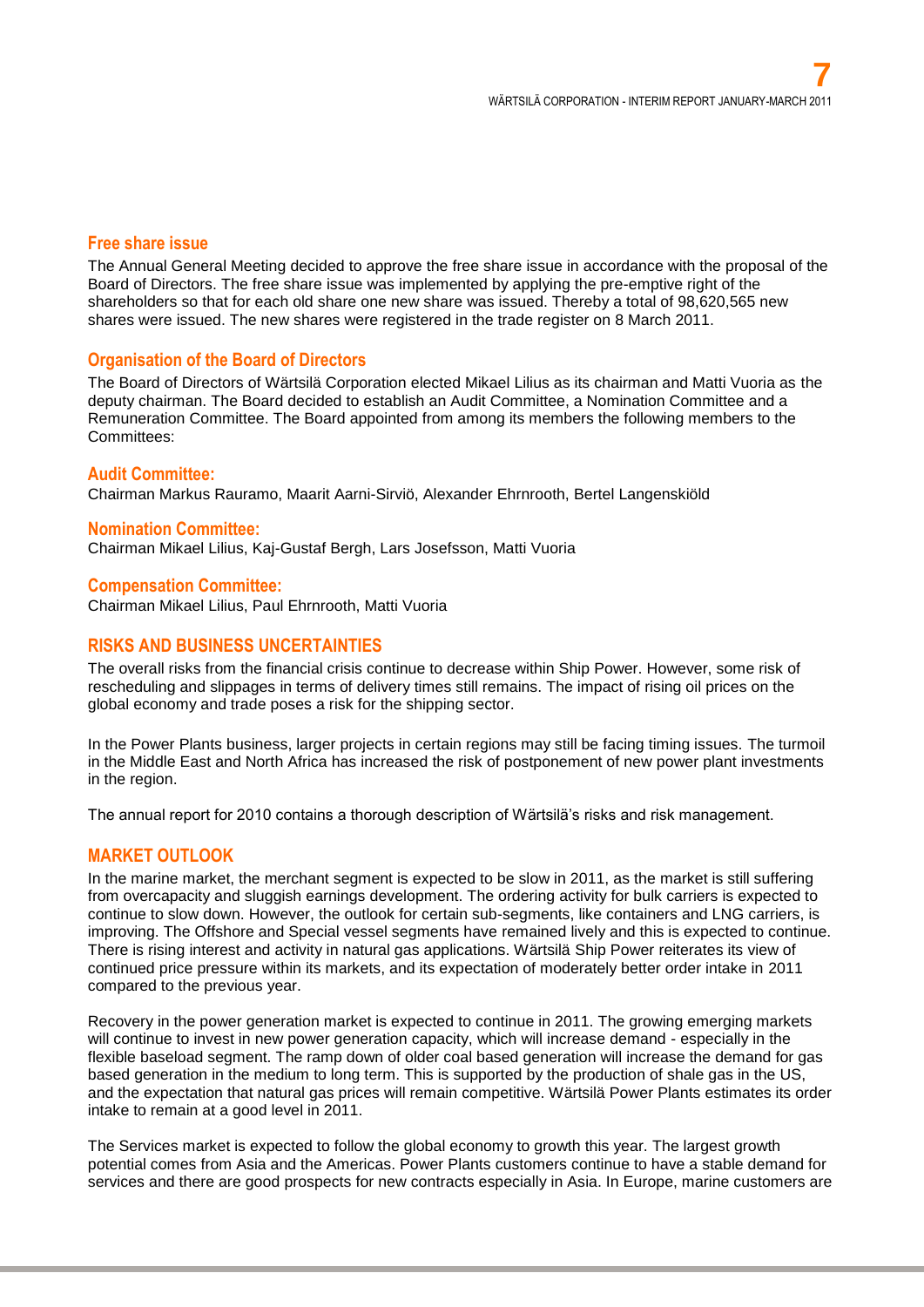### Free share issue

The Annual General Meeting decided to approve the free share issue in accordance with the proposal of the Board of Directors. The free share issue was implemented by applying the pre-emptive right of the shareholders so that for each old share one new share was issued. Thereby a total of 98,620,565 new shares were issued. The new shares were registered in the trade register on 8 March 2011.

### Organisation of the Board of Directors

The Board of Directors of Wärtsilä Corporation elected Mikael Lilius as its chairman and Matti Vuoria as the deputy chairman. The Board decided to establish an Audit Committee, a Nomination Committee and a Remuneration Committee. The Board appointed from among its members the following members to the Committees:

### Audit Committee:

Chairman Markus Rauramo, Maarit Aarni-Sirviö, Alexander Ehrnrooth, Bertel Langenskiöld

### Nomination Committee:

Chairman Mikael Lilius, Kaj-Gustaf Bergh, Lars Josefsson, Matti Vuoria

### Compensation Committee:

Chairman Mikael Lilius, Paul Ehrnrooth, Matti Vuoria

## RISKS AND BUSINESS UNCERTAINTIES

The overall risks from the financial crisis continue to decrease within Ship Power. However, some risk of rescheduling and slippages in terms of delivery times still remains. The impact of rising oil prices on the global economy and trade poses a risk for the shipping sector.

In the Power Plants business, larger projects in certain regions may still be facing timing issues. The turmoil in the Middle East and North Africa has increased the risk of postponement of new power plant investments in the region.

The annual report for 2010 contains a thorough description of Wärtsilä's risks and risk management.

## MARKET OUTLOOK

In the marine market, the merchant segment is expected to be slow in 2011, as the market is still suffering from overcapacity and sluggish earnings development. The ordering activity for bulk carriers is expected to continue to slow down. However, the outlook for certain sub-segments, like containers and LNG carriers, is improving. The Offshore and Special vessel segments have remained lively and this is expected to continue. There is rising interest and activity in natural gas applications. Wärtsilä Ship Power reiterates its view of continued price pressure within its markets, and its expectation of moderately better order intake in 2011 compared to the previous year.

Recovery in the power generation market is expected to continue in 2011. The growing emerging markets will continue to invest in new power generation capacity, which will increase demand - especially in the flexible baseload segment. The ramp down of older coal based generation will increase the demand for gas based generation in the medium to long term. This is supported by the production of shale gas in the US, and the expectation that natural gas prices will remain competitive. Wärtsilä Power Plants estimates its order intake to remain at a good level in 2011.

The Services market is expected to follow the global economy to growth this year. The largest growth potential comes from Asia and the Americas. Power Plants customers continue to have a stable demand for services and there are good prospects for new contracts especially in Asia. In Europe, marine customers are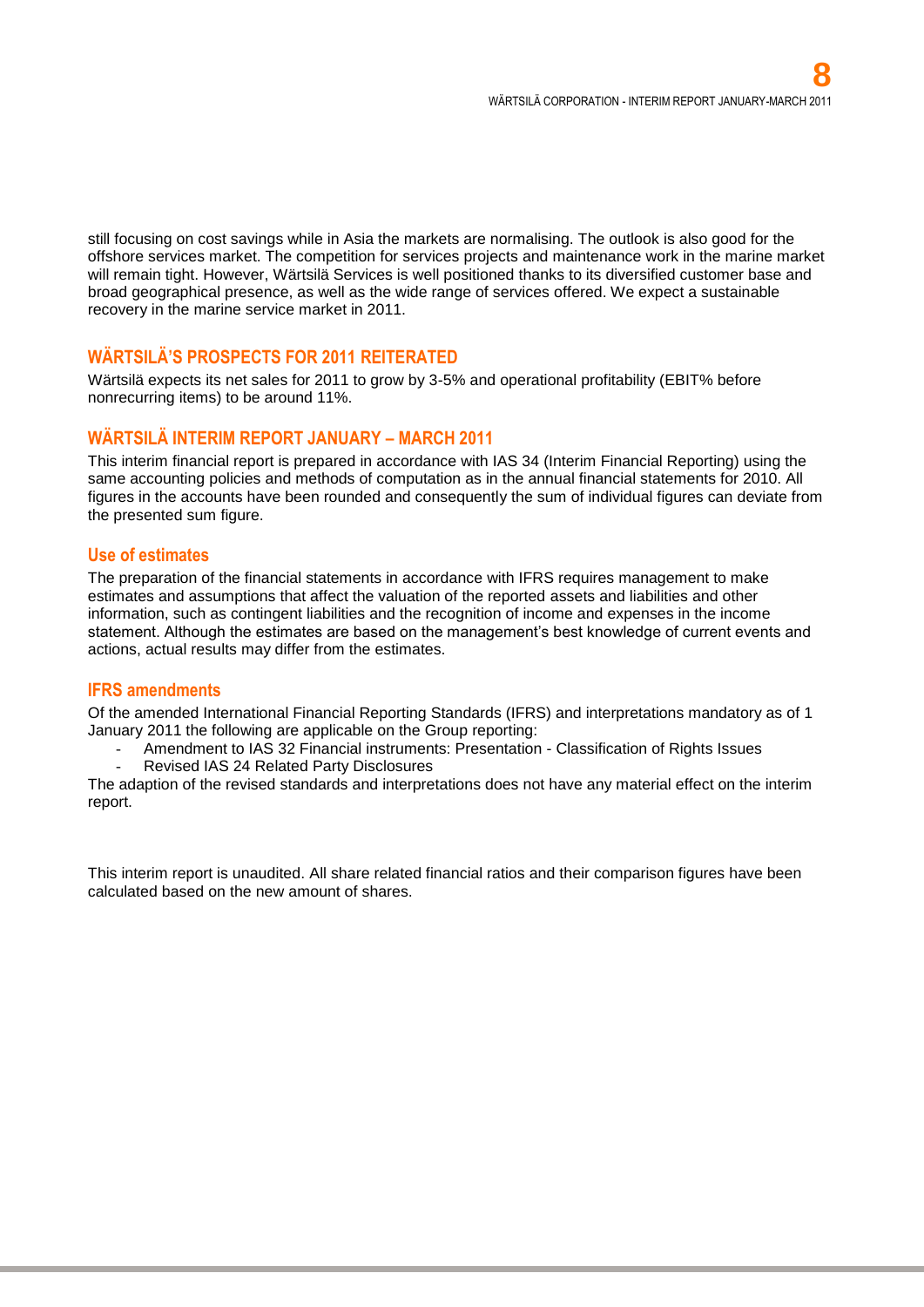still focusing on cost savings while in Asia the markets are normalising. The outlook is also good for the offshore services market. The competition for services projects and maintenance work in the marine market will remain tight. However, Wärtsilä Services is well positioned thanks to its diversified customer base and broad geographical presence, as well as the wide range of services offered. We expect a sustainable recovery in the marine service market in 2011.

## WÄRTSILÄ'S PROSPECTS FOR 2011 REITERATED

Wärtsilä expects its net sales for 2011 to grow by 3-5% and operational profitability (EBIT% before nonrecurring items) to be around 11%.

## WÄRTSILÄ INTERIM REPORT JANUARY – MARCH 2011

This interim financial report is prepared in accordance with IAS 34 (Interim Financial Reporting) using the same accounting policies and methods of computation as in the annual financial statements for 2010. All figures in the accounts have been rounded and consequently the sum of individual figures can deviate from the presented sum figure.

### Use of estimates

The preparation of the financial statements in accordance with IFRS requires management to make estimates and assumptions that affect the valuation of the reported assets and liabilities and other information, such as contingent liabilities and the recognition of income and expenses in the income statement. Although the estimates are based on the management's best knowledge of current events and actions, actual results may differ from the estimates.

### IFRS amendments

Of the amended International Financial Reporting Standards (IFRS) and interpretations mandatory as of 1 January 2011 the following are applicable on the Group reporting:

- Amendment to IAS 32 Financial instruments: Presentation - Classification of Rights Issues
- Revised IAS 24 Related Party Disclosures

The adaption of the revised standards and interpretations does not have any material effect on the interim report.

This interim report is unaudited. All share related financial ratios and their comparison figures have been calculated based on the new amount of shares.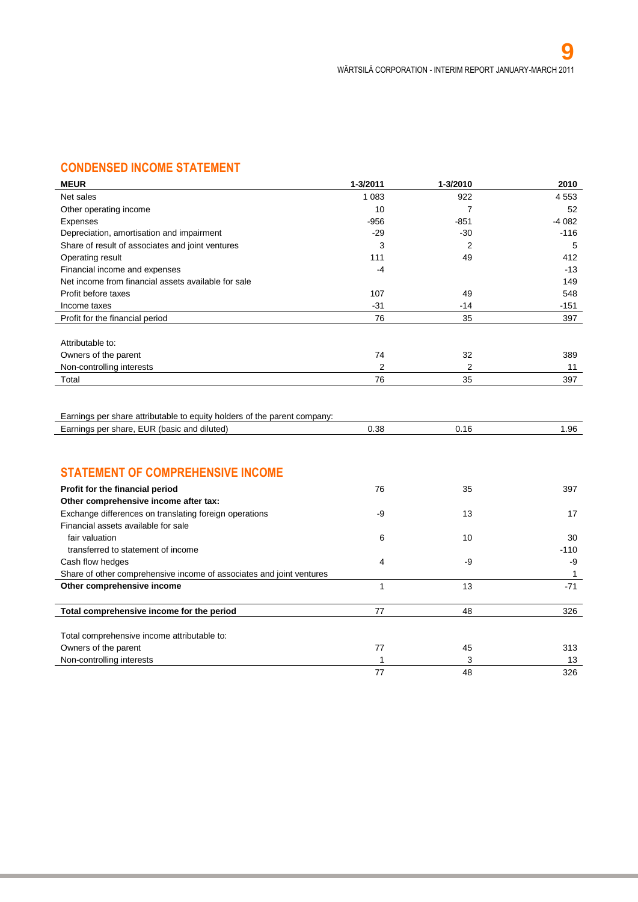## CONDENSED INCOME STATEMENT

| MEUR | 1-3/2011 | 1-3/2010 | 2010 |
|---|---|---|---|
| Net sales | 1 083 | 922 | 4 553 |
| Other operating income | 10 | 7 | 52 |
| Expenses | -956 | -851 | -4 082 |
| Depreciation, amortisation and impairment | -29 | -30 | -116 |
| Share of result of associates and joint ventures | 3 | 2 | 5 |
| Operating result | 111 | 49 | 412 |
| Financial income and expenses | -4 | | -13 |
| Net income from financial assets available for sale | | | 149 |
| Profit before taxes | 107 | 49 | 548 |
| Income taxes | -31 | -14 | -151 |
| Profit for the financial period | 76 | 35 | 397 |
| | | | |
| Attributable to: | | | |
| Owners of the parent | 74 | 32 | 389 |
| Non-controlling interests | 2 | 2 | 11 |
| Total | 76 | 35 | 397 |
| | | | |
| Earnings per share attributable to equity holders of the parent company: | | | |
| Earnings per share, EUR (basic and diluted) | 0.38 | 0.16 | 1.96 |

## STATEMENT OF COMPREHENSIVE INCOME

| | 1-3/2011 | 1-3/2010 | 2010 |
|---|---|---|---|
| **Profit for the financial period** | 76 | 35 | 397 |
| **Other comprehensive income after tax:** | | | |
| Exchange differences on translating foreign operations | -9 | 13 | 17 |
| Financial assets available for sale | | | |
| fair valuation | 6 | 10 | 30 |
| transferred to statement of income | | | -110 |
| Cash flow hedges | 4 | -9 | -9 |
| Share of other comprehensive income of associates and joint ventures | | | 1 |
| **Other comprehensive income** | 1 | 13 | -71 |
| | | | |
| **Total comprehensive income for the period** | 77 | 48 | 326 |
| | | | |
| Total comprehensive income attributable to: | | | |
| Owners of the parent | 77 | 45 | 313 |
| Non-controlling interests | 1 | 3 | 13 |
| | 77 | 48 | 326 |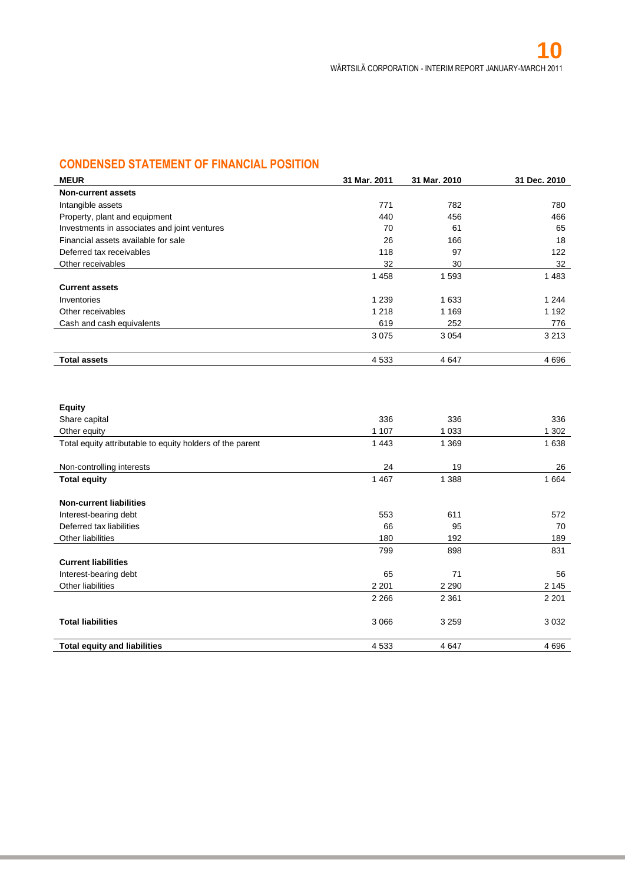## CONDENSED STATEMENT OF FINANCIAL POSITION

| MEUR | 31 Mar. 2011 | 31 Mar. 2010 | 31 Dec. 2010 |
|---|---|---|---|
| **Non-current assets** | | | |
| Intangible assets | 771 | 782 | 780 |
| Property, plant and equipment | 440 | 456 | 466 |
| Investments in associates and joint ventures | 70 | 61 | 65 |
| Financial assets available for sale | 26 | 166 | 18 |
| Deferred tax receivables | 118 | 97 | 122 |
| Other receivables | 32 | 30 | 32 |
| | 1 458 | 1 593 | 1 483 |
| **Current assets** | | | |
| Inventories | 1 239 | 1 633 | 1 244 |
| Other receivables | 1 218 | 1 169 | 1 192 |
| Cash and cash equivalents | 619 | 252 | 776 |
| | 3 075 | 3 054 | 3 213 |
| **Total assets** | 4 533 | 4 647 | 4 696 |
| | | | |
| **Equity** | | | |
| Share capital | 336 | 336 | 336 |
| Other equity | 1 107 | 1 033 | 1 302 |
| Total equity attributable to equity holders of the parent | 1 443 | 1 369 | 1 638 |
| Non-controlling interests | 24 | 19 | 26 |
| **Total equity** | 1 467 | 1 388 | 1 664 |
| **Non-current liabilities** | | | |
| Interest-bearing debt | 553 | 611 | 572 |
| Deferred tax liabilities | 66 | 95 | 70 |
| Other liabilities | 180 | 192 | 189 |
| | 799 | 898 | 831 |
| **Current liabilities** | | | |
| Interest-bearing debt | 65 | 71 | 56 |
| Other liabilities | 2 201 | 2 290 | 2 145 |
| | 2 266 | 2 361 | 2 201 |
| **Total liabilities** | 3 066 | 3 259 | 3 032 |
| **Total equity and liabilities** | 4 533 | 4 647 | 4 696 |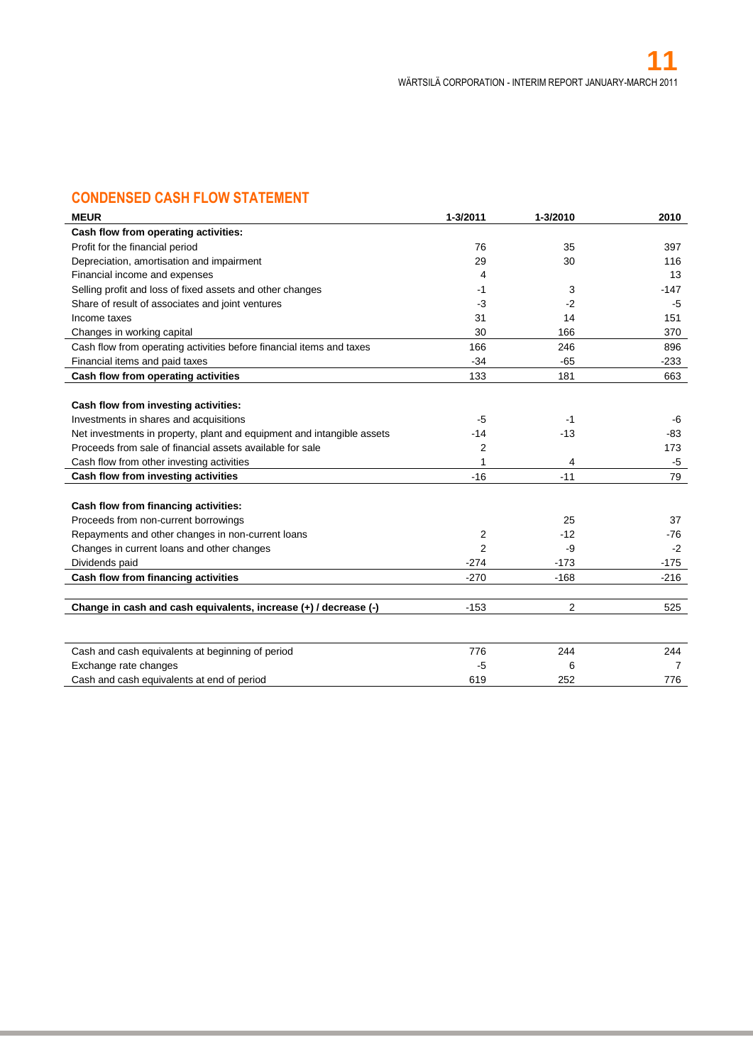## CONDENSED CASH FLOW STATEMENT

| MEUR | 1-3/2011 | 1-3/2010 | 2010 |
|---|---|---|---|
| **Cash flow from operating activities:** | | | |
| Profit for the financial period | 76 | 35 | 397 |
| Depreciation, amortisation and impairment | 29 | 30 | 116 |
| Financial income and expenses | 4 | | 13 |
| Selling profit and loss of fixed assets and other changes | -1 | 3 | -147 |
| Share of result of associates and joint ventures | -3 | -2 | -5 |
| Income taxes | 31 | 14 | 151 |
| Changes in working capital | 30 | 166 | 370 |
| Cash flow from operating activities before financial items and taxes | 166 | 246 | 896 |
| Financial items and paid taxes | -34 | -65 | -233 |
| **Cash flow from operating activities** | 133 | 181 | 663 |
| | | | |
| **Cash flow from investing activities:** | | | |
| Investments in shares and acquisitions | -5 | -1 | -6 |
| Net investments in property, plant and equipment and intangible assets | -14 | -13 | -83 |
| Proceeds from sale of financial assets available for sale | 2 | | 173 |
| Cash flow from other investing activities | 1 | 4 | -5 |
| **Cash flow from investing activities** | -16 | -11 | 79 |
| | | | |
| **Cash flow from financing activities:** | | | |
| Proceeds from non-current borrowings | | 25 | 37 |
| Repayments and other changes in non-current loans | 2 | -12 | -76 |
| Changes in current loans and other changes | 2 | -9 | -2 |
| Dividends paid | -274 | -173 | -175 |
| **Cash flow from financing activities** | -270 | -168 | -216 |
| | | | |
| **Change in cash and cash equivalents, increase (+) / decrease (-)** | -153 | 2 | 525 |
| | | | |
| Cash and cash equivalents at beginning of period | 776 | 244 | 244 |
| Exchange rate changes | -5 | 6 | 7 |
| Cash and cash equivalents at end of period | 619 | 252 | 776 |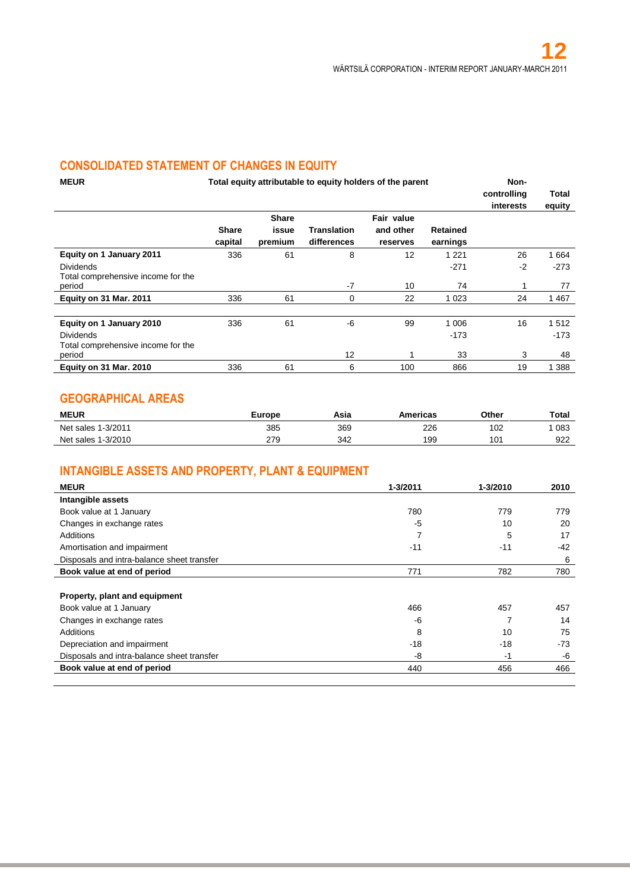## CONSOLIDATED STATEMENT OF CHANGES IN EQUITY

| MEUR | Total equity attributable to equity holders of the parent | | | | | Non-controlling interests | Total equity |
|---|---|---|---|---|---|---|---|
| | Share capital | Share issue premium | Translation differences | Fair value and other reserves | Retained earnings | | |
| **Equity on 1 January 2011** | 336 | 61 | 8 | 12 | 1 221 | 26 | 1 664 |
| Dividends | | | | | -271 | -2 | -273 |
| Total comprehensive income for the period | | | -7 | 10 | 74 | 1 | 77 |
| **Equity on 31 Mar. 2011** | 336 | 61 | 0 | 22 | 1 023 | 24 | 1 467 |
| | | | | | | | |
| **Equity on 1 January 2010** | 336 | 61 | -6 | 99 | 1 006 | 16 | 1 512 |
| Dividends | | | | | -173 | | -173 |
| Total comprehensive income for the period | | | 12 | 1 | 33 | 3 | 48 |
| **Equity on 31 Mar. 2010** | 336 | 61 | 6 | 100 | 866 | 19 | 1 388 |

## GEOGRAPHICAL AREAS

| MEUR | Europe | Asia | Americas | Other | Total |
|---|---|---|---|---|---|
| Net sales 1-3/2011 | 385 | 369 | 226 | 102 | 1 083 |
| Net sales 1-3/2010 | 279 | 342 | 199 | 101 | 922 |

## INTANGIBLE ASSETS AND PROPERTY, PLANT & EQUIPMENT

| MEUR | 1-3/2011 | 1-3/2010 | 2010 |
|---|---|---|---|
| **Intangible assets** | | | |
| Book value at 1 January | 780 | 779 | 779 |
| Changes in exchange rates | -5 | 10 | 20 |
| Additions | 7 | 5 | 17 |
| Amortisation and impairment | -11 | -11 | -42 |
| Disposals and intra-balance sheet transfer | | | 6 |
| **Book value at end of period** | 771 | 782 | 780 |
| | | | |
| **Property, plant and equipment** | | | |
| Book value at 1 January | 466 | 457 | 457 |
| Changes in exchange rates | -6 | 7 | 14 |
| Additions | 8 | 10 | 75 |
| Depreciation and impairment | -18 | -18 | -73 |
| Disposals and intra-balance sheet transfer | -8 | -1 | -6 |
| **Book value at end of period** | 440 | 456 | 466 |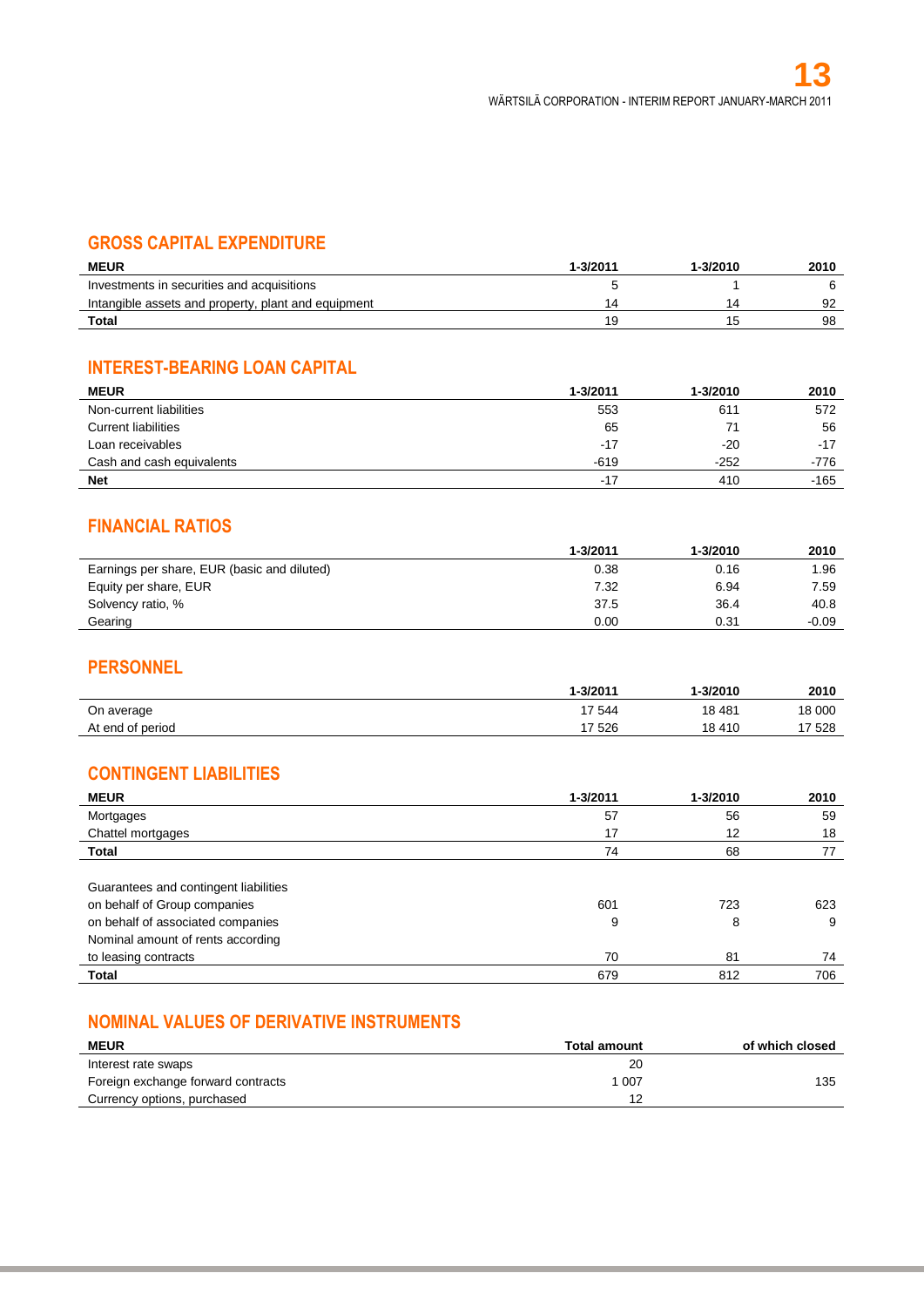## GROSS CAPITAL EXPENDITURE

| MEUR | 1-3/2011 | 1-3/2010 | 2010 |
|---|---|---|---|
| Investments in securities and acquisitions | 5 | 1 | 6 |
| Intangible assets and property, plant and equipment | 14 | 14 | 92 |
| **Total** | 19 | 15 | 98 |

## INTEREST-BEARING LOAN CAPITAL

| MEUR | 1-3/2011 | 1-3/2010 | 2010 |
|---|---|---|---|
| Non-current liabilities | 553 | 611 | 572 |
| Current liabilities | 65 | 71 | 56 |
| Loan receivables | -17 | -20 | -17 |
| Cash and cash equivalents | -619 | -252 | -776 |
| **Net** | -17 | 410 | -165 |

## FINANCIAL RATIOS

| | 1-3/2011 | 1-3/2010 | 2010 |
|---|---|---|---|
| Earnings per share, EUR (basic and diluted) | 0.38 | 0.16 | 1.96 |
| Equity per share, EUR | 7.32 | 6.94 | 7.59 |
| Solvency ratio, % | 37.5 | 36.4 | 40.8 |
| Gearing | 0.00 | 0.31 | -0.09 |

## PERSONNEL

| | 1-3/2011 | 1-3/2010 | 2010 |
|---|---|---|---|
| On average | 17 544 | 18 481 | 18 000 |
| At end of period | 17 526 | 18 410 | 17 528 |

## CONTINGENT LIABILITIES

| MEUR | 1-3/2011 | 1-3/2010 | 2010 |
|---|---|---|---|
| Mortgages | 57 | 56 | 59 |
| Chattel mortgages | 17 | 12 | 18 |
| **Total** | 74 | 68 | 77 |
| | | | |
| Guarantees and contingent liabilities | | | |
| on behalf of Group companies | 601 | 723 | 623 |
| on behalf of associated companies | 9 | 8 | 9 |
| Nominal amount of rents according to leasing contracts | 70 | 81 | 74 |
| **Total** | 679 | 812 | 706 |

## NOMINAL VALUES OF DERIVATIVE INSTRUMENTS

| MEUR | Total amount | of which closed |
|---|---|---|
| Interest rate swaps | 20 | |
| Foreign exchange forward contracts | 1 007 | 135 |
| Currency options, purchased | 12 | |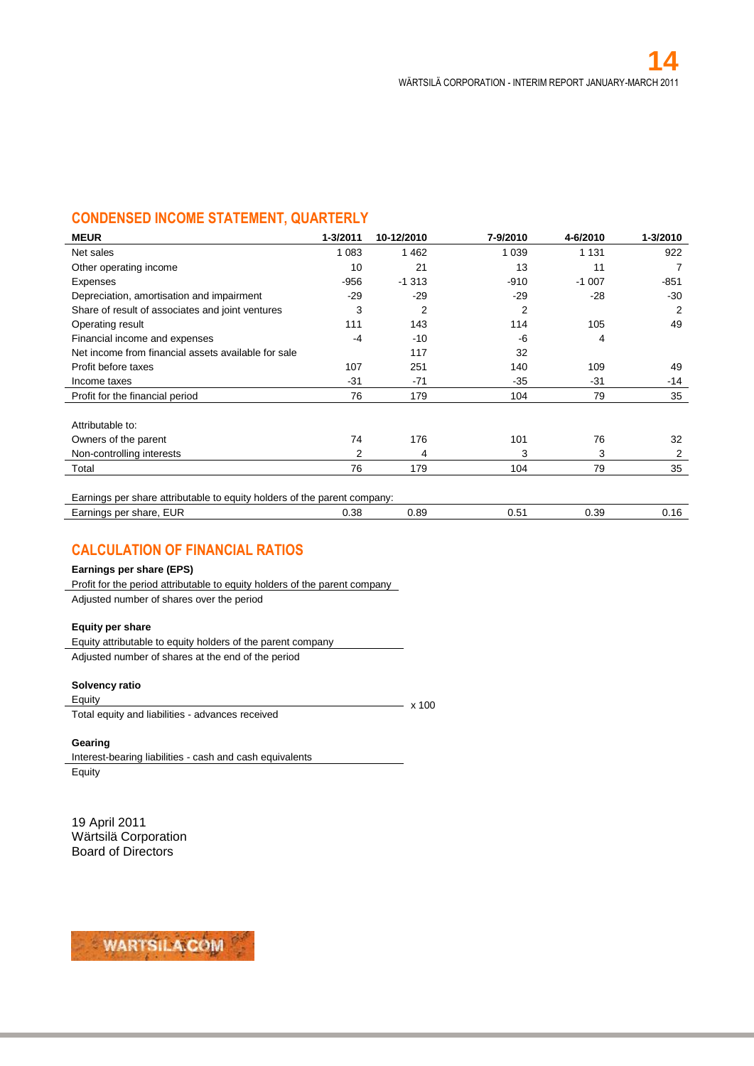## CONDENSED INCOME STATEMENT, QUARTERLY

| MEUR | 1-3/2011 | 10-12/2010 | 7-9/2010 | 4-6/2010 | 1-3/2010 |
|---|---|---|---|---|---|
| Net sales | 1 083 | 1 462 | 1 039 | 1 131 | 922 |
| Other operating income | 10 | 21 | 13 | 11 | 7 |
| Expenses | -956 | -1 313 | -910 | -1 007 | -851 |
| Depreciation, amortisation and impairment | -29 | -29 | -29 | -28 | -30 |
| Share of result of associates and joint ventures | 3 | 2 | 2 | | 2 |
| Operating result | 111 | 143 | 114 | 105 | 49 |
| Financial income and expenses | -4 | -10 | -6 | 4 | |
| Net income from financial assets available for sale | | 117 | 32 | | |
| Profit before taxes | 107 | 251 | 140 | 109 | 49 |
| Income taxes | -31 | -71 | -35 | -31 | -14 |
| Profit for the financial period | 76 | 179 | 104 | 79 | 35 |
| | | | | | |
| Attributable to: | | | | | |
| Owners of the parent | 74 | 176 | 101 | 76 | 32 |
| Non-controlling interests | 2 | 4 | 3 | 3 | 2 |
| Total | 76 | 179 | 104 | 79 | 35 |
| | | | | | |
| Earnings per share attributable to equity holders of the parent company: | | | | | |
| Earnings per share, EUR | 0.38 | 0.89 | 0.51 | 0.39 | 0.16 |

## CALCULATION OF FINANCIAL RATIOS

**Earnings per share (EPS)**

$$\frac{\text{Profit for the period attributable to equity holders of the parent company}}{\text{Adjusted number of shares over the period}}$$

**Equity per share**

$$\frac{\text{Equity attributable to equity holders of the parent company}}{\text{Adjusted number of shares at the end of the period}}$$

**Solvency ratio**

$$\frac{\text{Equity}}{\text{Total equity and liabilities - advances received}} \times 100$$

**Gearing**

$$\frac{\text{Interest-bearing liabilities - cash and cash equivalents}}{\text{Equity}}$$

19 April 2011
Wärtsilä Corporation
Board of Directors

WARTSILA.COM